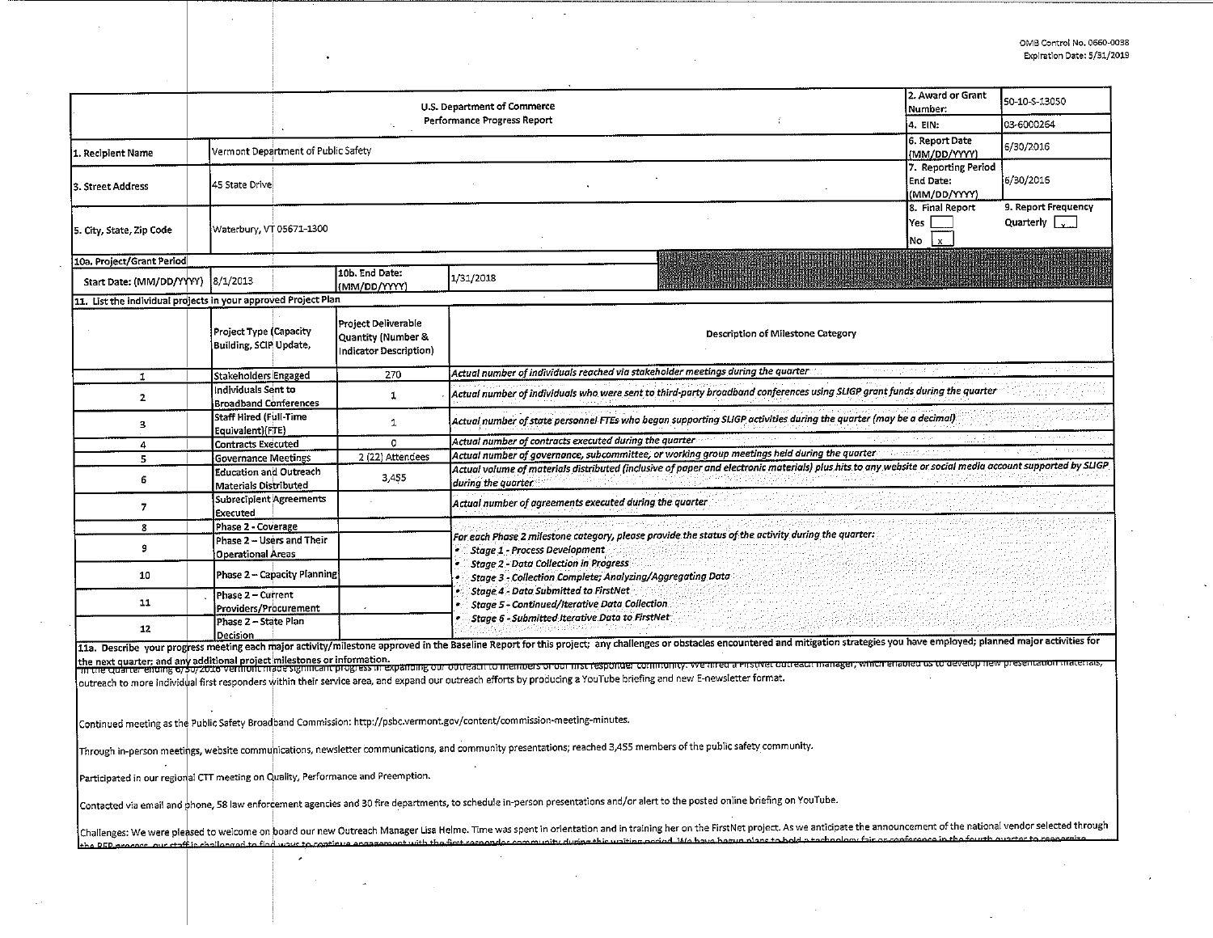OMB Control No. 0660-0038
Expiration Date: 5/31/2019

| U.S. Department of Commerce Performance Progress Report | | | | 2. Award or Grant Number: | 50-10-S-13050 |
|---|---|---|---|---|---|
| | | | | 4. EIN: | 03-6000264 |
| 1. Recipient Name | Vermont Department of Public Safety | | | 6. Report Date (MM/DD/YYYY) | 6/30/2016 |
| 3. Street Address | 45 State Drive | | | 7. Reporting Period End Date: (MM/DD/YYYY) | 6/30/2016 |
| 5. City, State, Zip Code | Waterbury, VT 05671-1300 | | | 8. Final Report Yes [ ] No [x] | 9. Report Frequency Quarterly [x] |
| 10a. Project/Grant Period | | | | | |
| Start Date: (MM/DD/YYYY) | 8/1/2013 | 10b. End Date: (MM/DD/YYYY) | 1/31/2018 | | |

11. List the individual projects in your approved Project Plan

| | Project Type (Capacity Building, SCIP Update, | Project Deliverable Quantity (Number & Indicator Description) | Description of Milestone Category |
|---|---|---|---|
| 1 | Stakeholders Engaged | 270 | *Actual number of individuals reached via stakeholder meetings during the quarter* |
| 2 | Individuals Sent to Broadband Conferences | 1 | *Actual number of individuals who were sent to third-party broadband conferences using SLIGP grant funds during the quarter* |
| 3 | Staff Hired (Full-Time Equivalent)(FTE) | 1 | *Actual number of state personnel FTEs who began supporting SLIGP activities during the quarter (may be a decimal)* |
| 4 | Contracts Executed | 0 | *Actual number of contracts executed during the quarter* |
| 5 | Governance Meetings | 2 (22) Attendees | *Actual number of governance, subcommittee, or working group meetings held during the quarter* |
| 6 | Education and Outreach Materials Distributed | 3,455 | *Actual volume of materials distributed (inclusive of paper and electronic materials) plus hits to any website or social media account supported by SLIGP during the quarter* |
| 7 | Subrecipient Agreements Executed | | *Actual number of agreements executed during the quarter* |
| 8 | Phase 2 - Coverage | | *For each Phase 2 milestone category, please provide the status of the activity during the quarter:* <br>• *Stage 1 - Process Development* <br>• *Stage 2 - Data Collection in Progress* <br>• *Stage 3 - Collection Complete; Analyzing/Aggregating Data* <br>• *Stage 4 - Data Submitted to FirstNet* <br>• *Stage 5 - Continued/Iterative Data Collection* <br>• *Stage 6 - Submitted Iterative Data to FirstNet* |
| 9 | Phase 2 – Users and Their Operational Areas | | |
| 10 | Phase 2 – Capacity Planning | | |
| 11 | Phase 2 – Current Providers/Procurement | | |
| 12 | Phase 2 – State Plan Decision | | |

11a. Describe your progress meeting each major activity/milestone approved in the Baseline Report for this project; any challenges or obstacles encountered and mitigation strategies you have employed; planned major activities for the next quarter; and any additional project milestones or information.

In the quarter ending 6/30/2016 Vermont made significant progress in expanding our outreach to members of our first responder community. We hired a FirstNet outreach manager, which enabled us to develop new presentation materials, outreach to more individual first responders within their service area, and expand our outreach efforts by producing a YouTube briefing and new E-newsletter format.

Continued meeting as the Public Safety Broadband Commission: http://psbc.vermont.gov/content/commission-meeting-minutes.

Through in-person meetings, website communications, newsletter communications, and community presentations; reached 3,455 members of the public safety community.

Participated in our regional CTT meeting on Quality, Performance and Preemption.

Contacted via email and phone, 58 law enforcement agencies and 30 fire departments, to schedule in-person presentations and/or alert to the posted online briefing on YouTube.

Challenges: We were pleased to welcome on board our new Outreach Manager Lisa Helme. Time was spent in orientation and in training her on the FirstNet project. As we anticipate the announcement of the national vendor selected through the RFP process, our staff is challenged to find ways to continue engagement with the first responder community during this waiting period. We have begun plans to hold a technology fair or conference in the fourth quarter to reenergize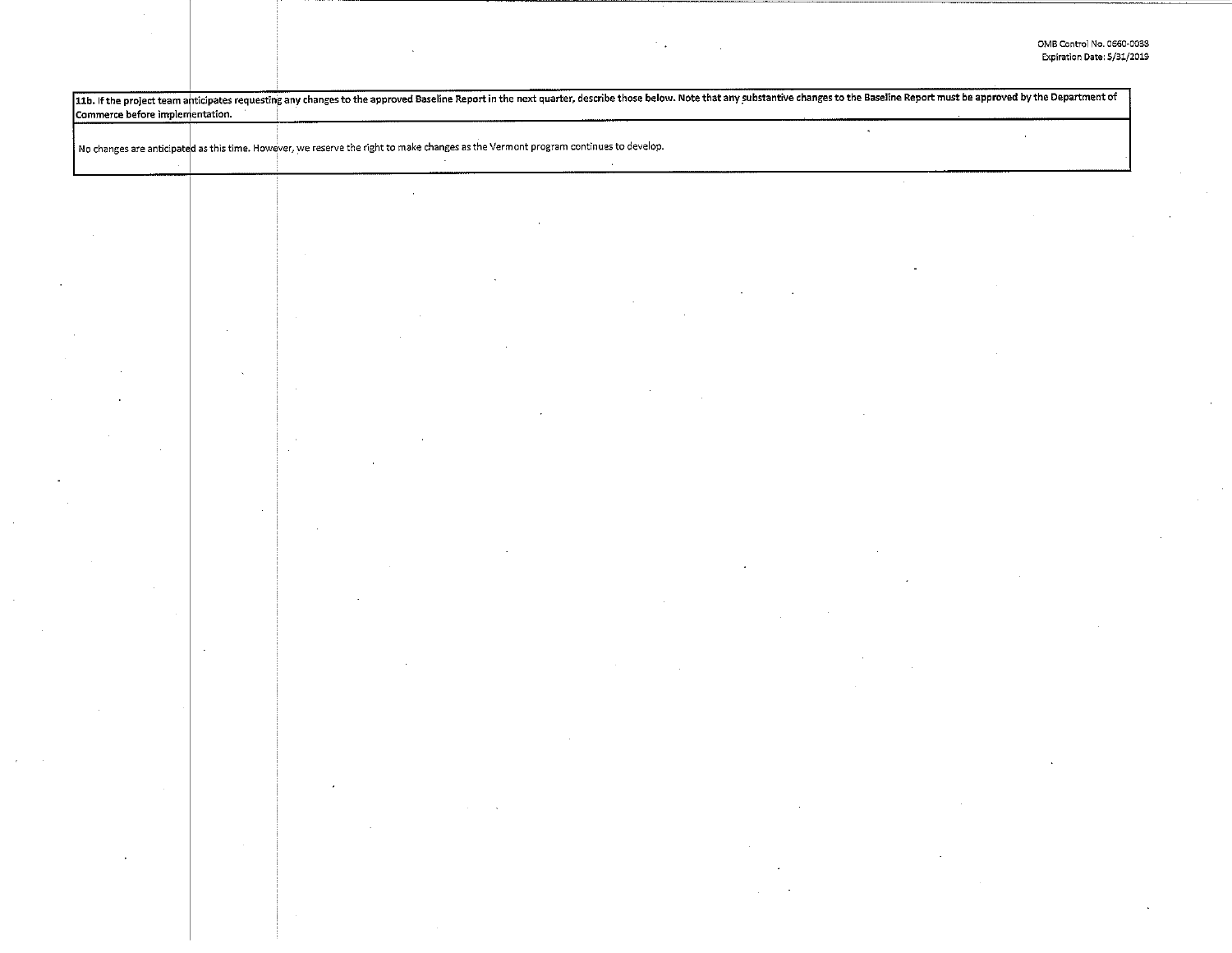| **11b. If the project team anticipates requesting any changes to the approved Baseline Report in the next quarter, describe those below. Note that any substantive changes to the Baseline Report must be approved by the Department of Commerce before implementation.** |
| --- |
| No changes are anticipated as this time. However, we reserve the right to make changes as the Vermont program continues to develop. |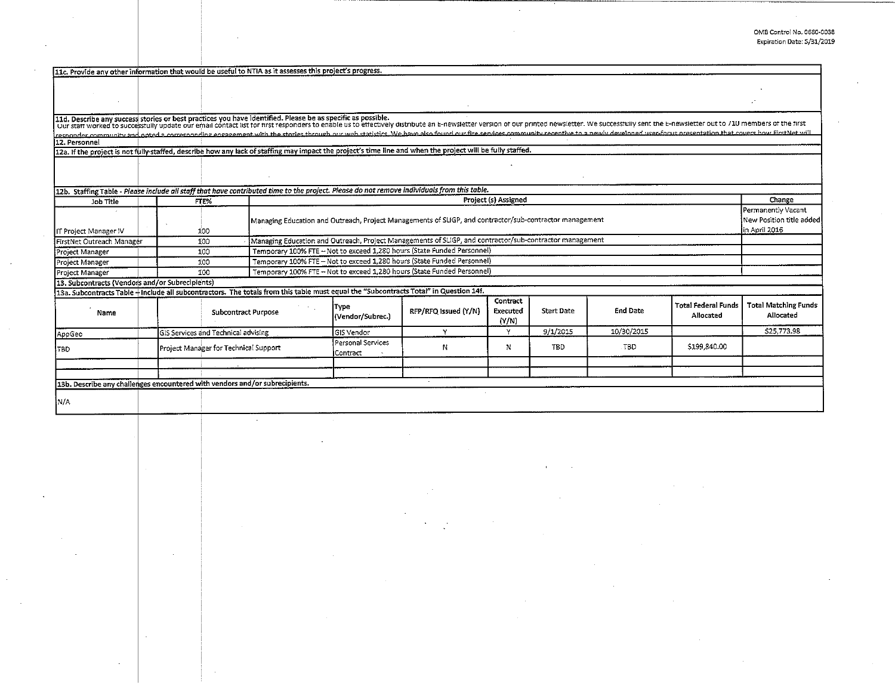OMB Control No. 0660-0038
Expiration Date: 5/31/2019

**11c. Provide any other information that would be useful to NTIA as it assesses this project's progress.**

**11d. Describe any success stories or best practices you have identified. Please be as specific as possible.**

Our staff worked to successfully update our email contact list for first responders to enable us to effectively distribute an E-newsletter version of our printed newsletter. We successfully sent the E-newsletter out to 710 members of the first responder community and noted a corresponding engagement with the stories through our web statistics. We have also found our fire services community receptive to a newly developed user-focus presentation that covers how FirstNet will

**12. Personnel**

**12a. If the project is not fully-staffed, describe how any lack of staffing may impact the project's time line and when the project will be fully staffed.**

**12b. Staffing Table** - *Please include all staff that have contributed time to the project. Please do not remove individuals from this table.*

| Job Title | FTE% | Project (s) Assigned | Change |
|---|---|---|---|
| IT Project Manager IV | 100 | Managing Education and Outreach, Project Managements of SLIGP, and contractor/sub-contractor management | Permanently Vacant New Position title added in April 2016 |
| FirstNet Outreach Manager | 100 | Managing Education and Outreach, Project Managements of SLIGP, and contractor/sub-contractor management | |
| Project Manager | 100 | Temporary 100% FTE – Not to exceed 1,280 hours (State Funded Personnel) | |
| Project Manager | 100 | Temporary 100% FTE – Not to exceed 1,280 hours (State Funded Personnel) | |
| Project Manager | 100 | Temporary 100% FTE – Not to exceed 1,280 hours (State Funded Personnel) | |

**13. Subcontracts (Vendors and/or Subrecipients)**

**13a. Subcontracts Table** – Include all subcontractors. The totals from this table must equal the "Subcontracts Total" in Question 14f.

| Name | Subcontract Purpose | Type (Vendor/Subrec.) | RFP/RFQ Issued (Y/N) | Contract Executed (Y/N) | Start Date | End Date | Total Federal Funds Allocated | Total Matching Funds Allocated |
|---|---|---|---|---|---|---|---|---|
| AppGeo | GIS Services and Technical advising | GIS Vendor | Y | Y | 9/1/2015 | 10/30/2015 | | $25,773.98 |
| TBD | Project Manager for Technical Support | Personal Services Contract | N | N | TBD | TBD | $199,840.00 | |
| | | | | | | | | |
| | | | | | | | | |

**13b. Describe any challenges encountered with vendors and/or subrecipients.**

N/A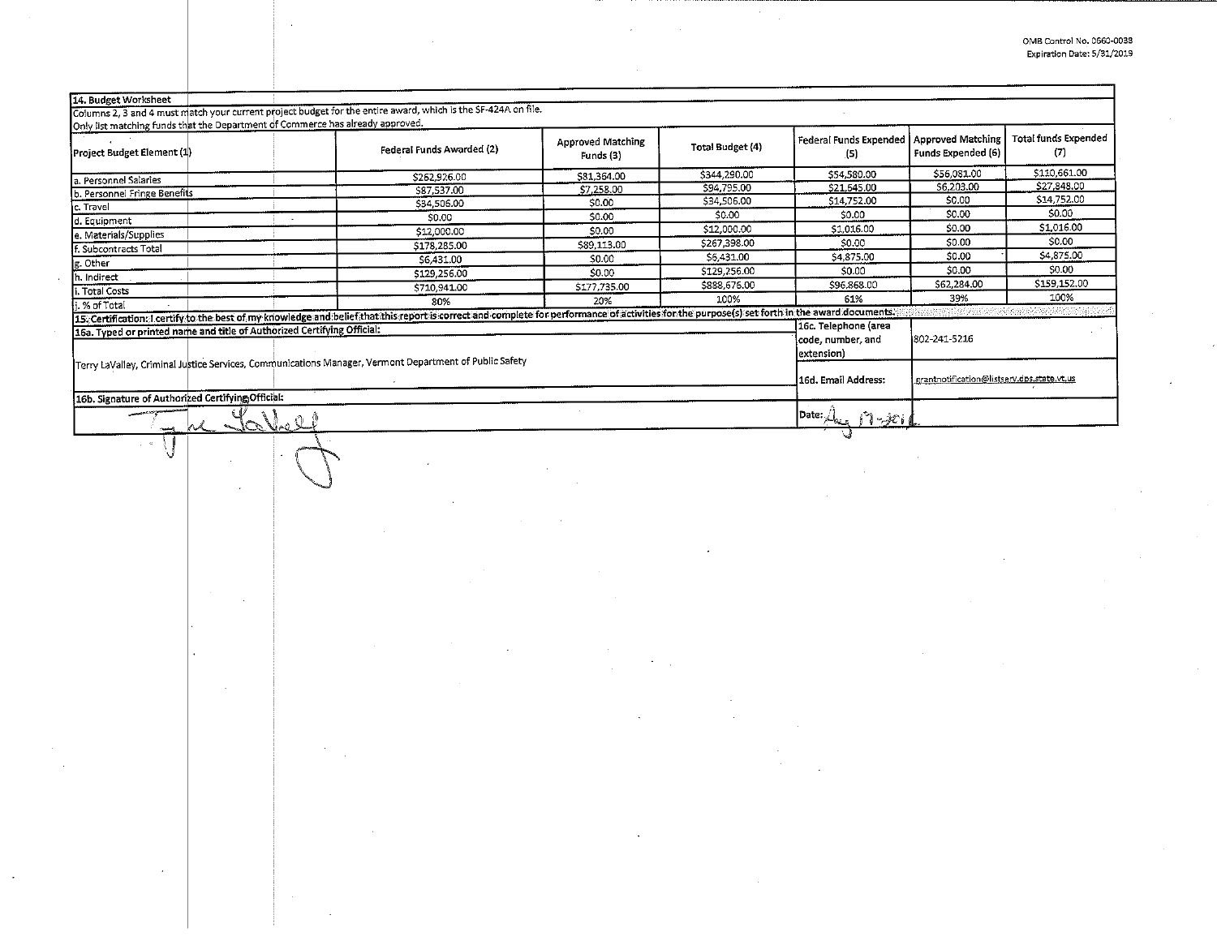OMB Control No. 0660-0038
Expiration Date: 5/31/2019

## 14. Budget Worksheet

Columns 2, 3 and 4 must match your current project budget for the entire award, which is the SF-424A on file.
Only list matching funds that the Department of Commerce has already approved.

| Project Budget Element (1) | Federal Funds Awarded (2) | Approved Matching Funds (3) | Total Budget (4) | Federal Funds Expended (5) | Approved Matching Funds Expended (6) | Total funds Expended (7) |
|---|---|---|---|---|---|---|
| a. Personnel Salaries | $262,926.00 | $81,364.00 | $344,290.00 | $54,580.00 | $56,081.00 | $110,661.00 |
| b. Personnel Fringe Benefits | $87,537.00 | $7,258.00 | $94,795.00 | $21,645.00 | $6,203.00 | $27,848.00 |
| c. Travel | $34,506.00 | $0.00 | $34,506.00 | $14,752.00 | $0.00 | $14,752.00 |
| d. Equipment | $0.00 | $0.00 | $0.00 | $0.00 | $0.00 | $0.00 |
| e. Materials/Supplies | $12,000.00 | $0.00 | $12,000.00 | $1,016.00 | $0.00 | $1,016.00 |
| f. Subcontracts Total | $178,285.00 | $89,113.00 | $267,398.00 | $0.00 | $0.00 | $0.00 |
| g. Other | $6,431.00 | $0.00 | $6,431.00 | $4,875.00 | $0.00 | $4,875.00 |
| h. Indirect | $129,256.00 | $0.00 | $129,256.00 | $0.00 | $0.00 | $0.00 |
| i. Total Costs | $710,941.00 | $177,735.00 | $888,676.00 | $96,868.00 | $62,284.00 | $159,152.00 |
| j. % of Total | 80% | 20% | 100% | 61% | 39% | 100% |

**15. Certification:** I certify to the best of my knowledge and belief that this report is correct and complete for performance of activities for the purpose(s) set forth in the award documents.

| | | |
|---|---|---|
| **16a. Typed or printed name and title of Authorized Certifying Official:** Terry LaValley, Criminal Justice Services, Communications Manager, Vermont Department of Public Safety | 16c. Telephone (area code, number, and extension) | 802-241-5216 |
| | 16d. Email Address: | grantnotification@listserv.dps.state.vt.us |
| **16b. Signature of Authorized Certifying Official:** Terry LaValley | Date: Aug 17-2018 | |